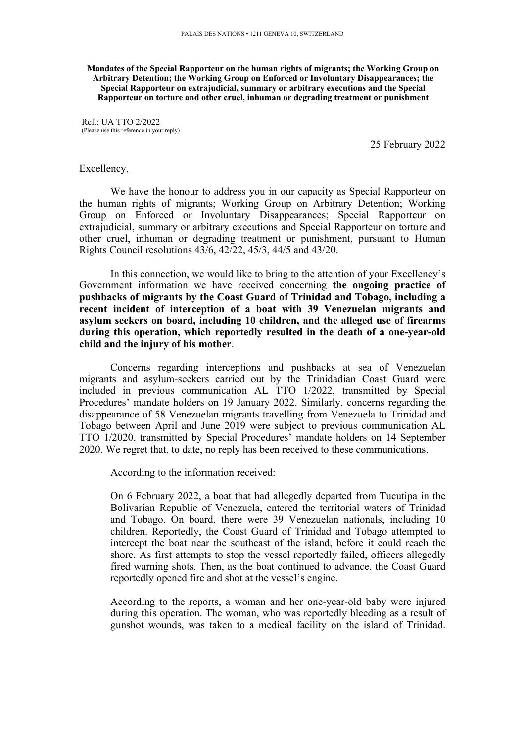PALAIS DES NATIONS • 1211 GENEVA 10, SWITZERLAND

**Mandates of the Special Rapporteur on the human rights of migrants; the Working Group on Arbitrary Detention; the Working Group on Enforced or Involuntary Disappearances; the Special Rapporteur on extrajudicial, summary or arbitrary executions and the Special Rapporteur on torture and other cruel, inhuman or degrading treatment or punishment**

Ref.: UA TTO 2/2022
(Please use this reference in your reply)

25 February 2022

Excellency,

We have the honour to address you in our capacity as Special Rapporteur on the human rights of migrants; Working Group on Arbitrary Detention; Working Group on Enforced or Involuntary Disappearances; Special Rapporteur on extrajudicial, summary or arbitrary executions and Special Rapporteur on torture and other cruel, inhuman or degrading treatment or punishment, pursuant to Human Rights Council resolutions 43/6, 42/22, 45/3, 44/5 and 43/20.

In this connection, we would like to bring to the attention of your Excellency's Government information we have received concerning **the ongoing practice of pushbacks of migrants by the Coast Guard of Trinidad and Tobago, including a recent incident of interception of a boat with 39 Venezuelan migrants and asylum seekers on board, including 10 children, and the alleged use of firearms during this operation, which reportedly resulted in the death of a one-year-old child and the injury of his mother**.

Concerns regarding interceptions and pushbacks at sea of Venezuelan migrants and asylum-seekers carried out by the Trinidadian Coast Guard were included in previous communication AL TTO 1/2022, transmitted by Special Procedures' mandate holders on 19 January 2022. Similarly, concerns regarding the disappearance of 58 Venezuelan migrants travelling from Venezuela to Trinidad and Tobago between April and June 2019 were subject to previous communication AL TTO 1/2020, transmitted by Special Procedures' mandate holders on 14 September 2020. We regret that, to date, no reply has been received to these communications.

According to the information received:

> On 6 February 2022, a boat that had allegedly departed from Tucutipa in the Bolivarian Republic of Venezuela, entered the territorial waters of Trinidad and Tobago. On board, there were 39 Venezuelan nationals, including 10 children. Reportedly, the Coast Guard of Trinidad and Tobago attempted to intercept the boat near the southeast of the island, before it could reach the shore. As first attempts to stop the vessel reportedly failed, officers allegedly fired warning shots. Then, as the boat continued to advance, the Coast Guard reportedly opened fire and shot at the vessel's engine.
>
> According to the reports, a woman and her one-year-old baby were injured during this operation. The woman, who was reportedly bleeding as a result of gunshot wounds, was taken to a medical facility on the island of Trinidad.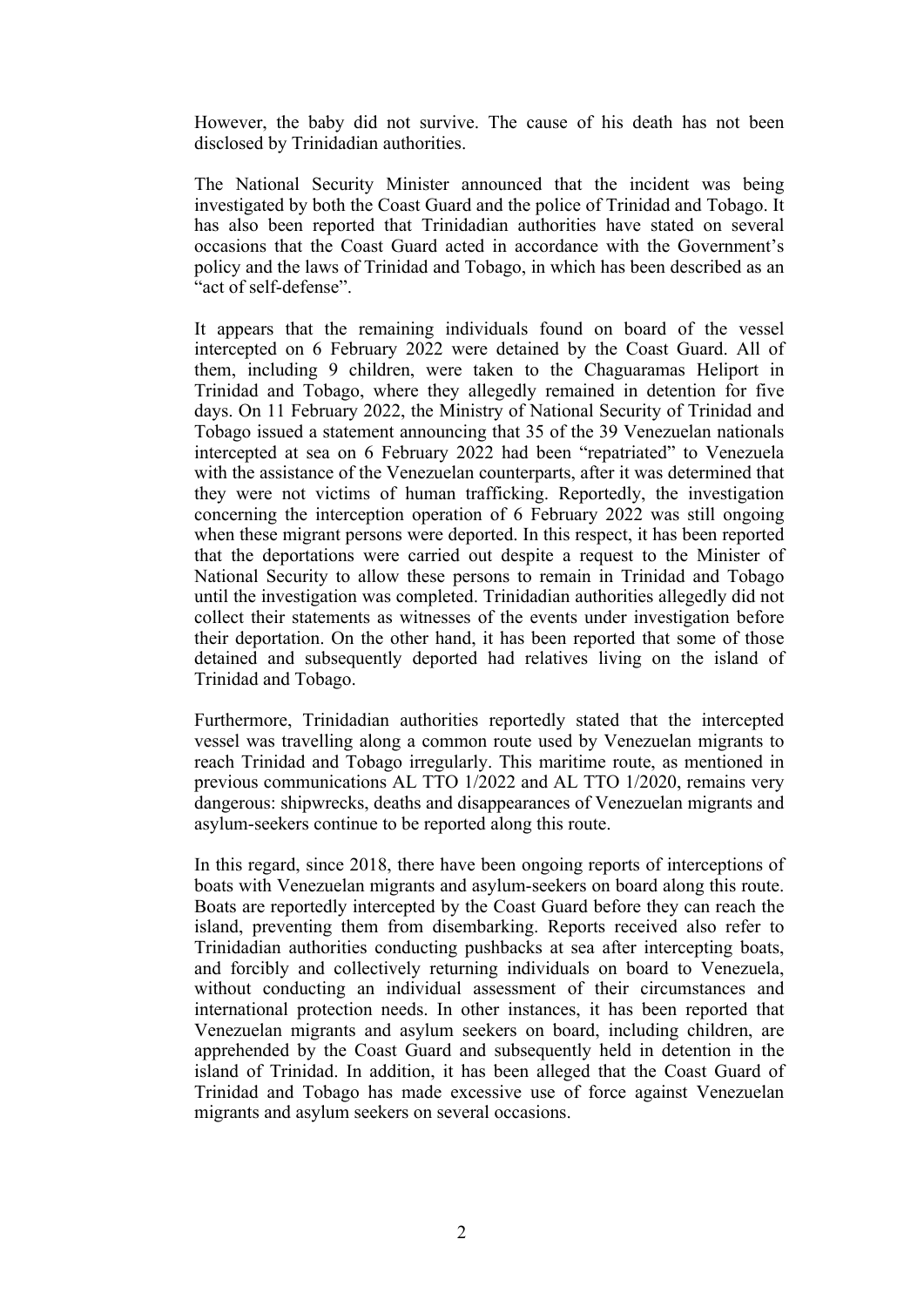However, the baby did not survive. The cause of his death has not been disclosed by Trinidadian authorities.

The National Security Minister announced that the incident was being investigated by both the Coast Guard and the police of Trinidad and Tobago. It has also been reported that Trinidadian authorities have stated on several occasions that the Coast Guard acted in accordance with the Government's policy and the laws of Trinidad and Tobago, in which has been described as an "act of self-defense".

It appears that the remaining individuals found on board of the vessel intercepted on 6 February 2022 were detained by the Coast Guard. All of them, including 9 children, were taken to the Chaguaramas Heliport in Trinidad and Tobago, where they allegedly remained in detention for five days. On 11 February 2022, the Ministry of National Security of Trinidad and Tobago issued a statement announcing that 35 of the 39 Venezuelan nationals intercepted at sea on 6 February 2022 had been "repatriated" to Venezuela with the assistance of the Venezuelan counterparts, after it was determined that they were not victims of human trafficking. Reportedly, the investigation concerning the interception operation of 6 February 2022 was still ongoing when these migrant persons were deported. In this respect, it has been reported that the deportations were carried out despite a request to the Minister of National Security to allow these persons to remain in Trinidad and Tobago until the investigation was completed. Trinidadian authorities allegedly did not collect their statements as witnesses of the events under investigation before their deportation. On the other hand, it has been reported that some of those detained and subsequently deported had relatives living on the island of Trinidad and Tobago.

Furthermore, Trinidadian authorities reportedly stated that the intercepted vessel was travelling along a common route used by Venezuelan migrants to reach Trinidad and Tobago irregularly. This maritime route, as mentioned in previous communications AL TTO 1/2022 and AL TTO 1/2020, remains very dangerous: shipwrecks, deaths and disappearances of Venezuelan migrants and asylum-seekers continue to be reported along this route.

In this regard, since 2018, there have been ongoing reports of interceptions of boats with Venezuelan migrants and asylum-seekers on board along this route. Boats are reportedly intercepted by the Coast Guard before they can reach the island, preventing them from disembarking. Reports received also refer to Trinidadian authorities conducting pushbacks at sea after intercepting boats, and forcibly and collectively returning individuals on board to Venezuela, without conducting an individual assessment of their circumstances and international protection needs. In other instances, it has been reported that Venezuelan migrants and asylum seekers on board, including children, are apprehended by the Coast Guard and subsequently held in detention in the island of Trinidad. In addition, it has been alleged that the Coast Guard of Trinidad and Tobago has made excessive use of force against Venezuelan migrants and asylum seekers on several occasions.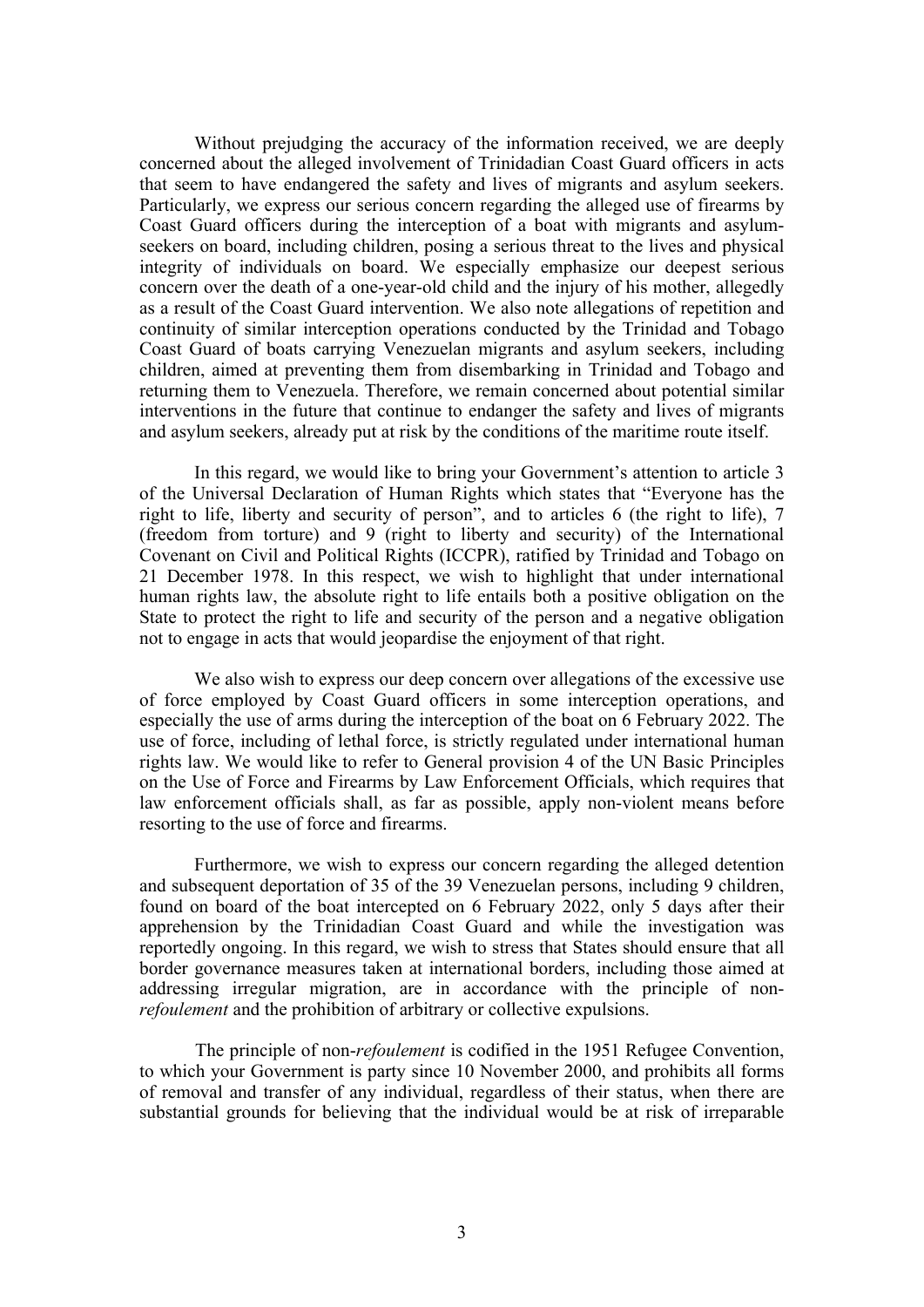Without prejudging the accuracy of the information received, we are deeply concerned about the alleged involvement of Trinidadian Coast Guard officers in acts that seem to have endangered the safety and lives of migrants and asylum seekers. Particularly, we express our serious concern regarding the alleged use of firearms by Coast Guard officers during the interception of a boat with migrants and asylum-seekers on board, including children, posing a serious threat to the lives and physical integrity of individuals on board. We especially emphasize our deepest serious concern over the death of a one-year-old child and the injury of his mother, allegedly as a result of the Coast Guard intervention. We also note allegations of repetition and continuity of similar interception operations conducted by the Trinidad and Tobago Coast Guard of boats carrying Venezuelan migrants and asylum seekers, including children, aimed at preventing them from disembarking in Trinidad and Tobago and returning them to Venezuela. Therefore, we remain concerned about potential similar interventions in the future that continue to endanger the safety and lives of migrants and asylum seekers, already put at risk by the conditions of the maritime route itself.

In this regard, we would like to bring your Government's attention to article 3 of the Universal Declaration of Human Rights which states that "Everyone has the right to life, liberty and security of person", and to articles 6 (the right to life), 7 (freedom from torture) and 9 (right to liberty and security) of the International Covenant on Civil and Political Rights (ICCPR), ratified by Trinidad and Tobago on 21 December 1978. In this respect, we wish to highlight that under international human rights law, the absolute right to life entails both a positive obligation on the State to protect the right to life and security of the person and a negative obligation not to engage in acts that would jeopardise the enjoyment of that right.

We also wish to express our deep concern over allegations of the excessive use of force employed by Coast Guard officers in some interception operations, and especially the use of arms during the interception of the boat on 6 February 2022. The use of force, including of lethal force, is strictly regulated under international human rights law. We would like to refer to General provision 4 of the UN Basic Principles on the Use of Force and Firearms by Law Enforcement Officials, which requires that law enforcement officials shall, as far as possible, apply non-violent means before resorting to the use of force and firearms.

Furthermore, we wish to express our concern regarding the alleged detention and subsequent deportation of 35 of the 39 Venezuelan persons, including 9 children, found on board of the boat intercepted on 6 February 2022, only 5 days after their apprehension by the Trinidadian Coast Guard and while the investigation was reportedly ongoing. In this regard, we wish to stress that States should ensure that all border governance measures taken at international borders, including those aimed at addressing irregular migration, are in accordance with the principle of non-*refoulement* and the prohibition of arbitrary or collective expulsions.

The principle of non-*refoulement* is codified in the 1951 Refugee Convention, to which your Government is party since 10 November 2000, and prohibits all forms of removal and transfer of any individual, regardless of their status, when there are substantial grounds for believing that the individual would be at risk of irreparable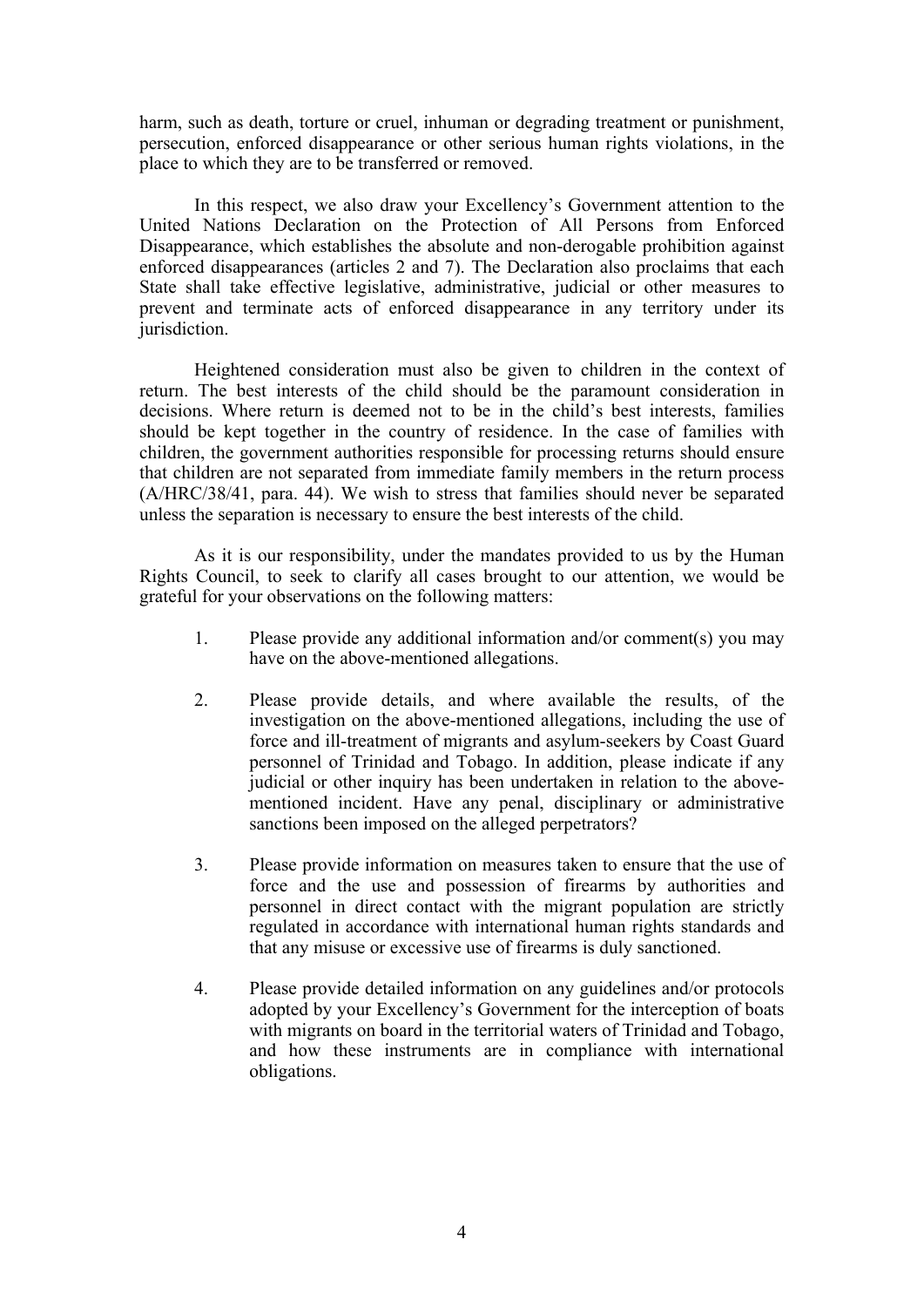harm, such as death, torture or cruel, inhuman or degrading treatment or punishment, persecution, enforced disappearance or other serious human rights violations, in the place to which they are to be transferred or removed.

In this respect, we also draw your Excellency's Government attention to the United Nations Declaration on the Protection of All Persons from Enforced Disappearance, which establishes the absolute and non-derogable prohibition against enforced disappearances (articles 2 and 7). The Declaration also proclaims that each State shall take effective legislative, administrative, judicial or other measures to prevent and terminate acts of enforced disappearance in any territory under its jurisdiction.

Heightened consideration must also be given to children in the context of return. The best interests of the child should be the paramount consideration in decisions. Where return is deemed not to be in the child's best interests, families should be kept together in the country of residence. In the case of families with children, the government authorities responsible for processing returns should ensure that children are not separated from immediate family members in the return process (A/HRC/38/41, para. 44). We wish to stress that families should never be separated unless the separation is necessary to ensure the best interests of the child.

As it is our responsibility, under the mandates provided to us by the Human Rights Council, to seek to clarify all cases brought to our attention, we would be grateful for your observations on the following matters:

1. Please provide any additional information and/or comment(s) you may have on the above-mentioned allegations.

2. Please provide details, and where available the results, of the investigation on the above-mentioned allegations, including the use of force and ill-treatment of migrants and asylum-seekers by Coast Guard personnel of Trinidad and Tobago. In addition, please indicate if any judicial or other inquiry has been undertaken in relation to the above-mentioned incident. Have any penal, disciplinary or administrative sanctions been imposed on the alleged perpetrators?

3. Please provide information on measures taken to ensure that the use of force and the use and possession of firearms by authorities and personnel in direct contact with the migrant population are strictly regulated in accordance with international human rights standards and that any misuse or excessive use of firearms is duly sanctioned.

4. Please provide detailed information on any guidelines and/or protocols adopted by your Excellency's Government for the interception of boats with migrants on board in the territorial waters of Trinidad and Tobago, and how these instruments are in compliance with international obligations.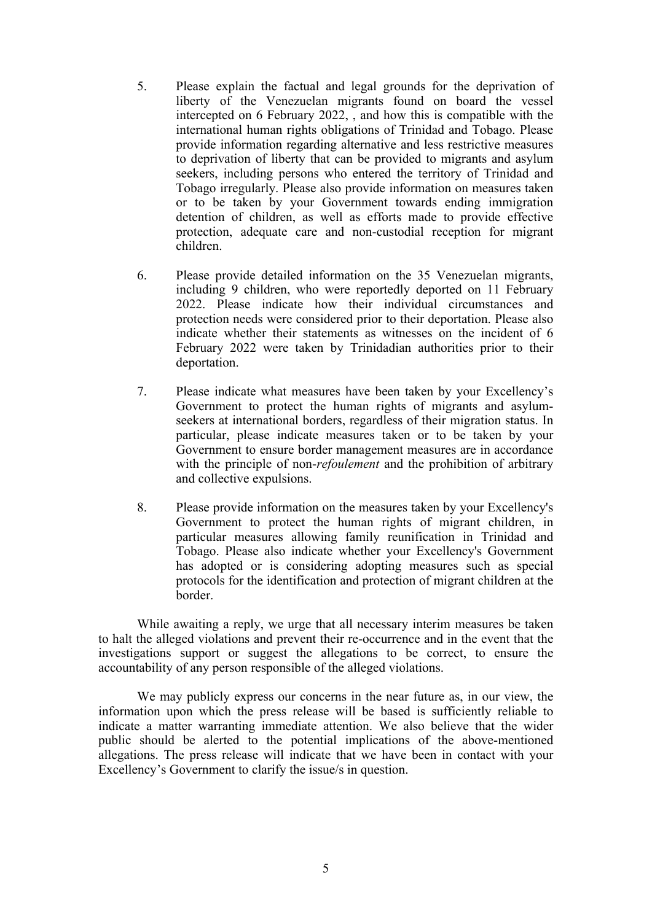5. Please explain the factual and legal grounds for the deprivation of liberty of the Venezuelan migrants found on board the vessel intercepted on 6 February 2022, , and how this is compatible with the international human rights obligations of Trinidad and Tobago. Please provide information regarding alternative and less restrictive measures to deprivation of liberty that can be provided to migrants and asylum seekers, including persons who entered the territory of Trinidad and Tobago irregularly. Please also provide information on measures taken or to be taken by your Government towards ending immigration detention of children, as well as efforts made to provide effective protection, adequate care and non-custodial reception for migrant children.

6. Please provide detailed information on the 35 Venezuelan migrants, including 9 children, who were reportedly deported on 11 February 2022. Please indicate how their individual circumstances and protection needs were considered prior to their deportation. Please also indicate whether their statements as witnesses on the incident of 6 February 2022 were taken by Trinidadian authorities prior to their deportation.

7. Please indicate what measures have been taken by your Excellency's Government to protect the human rights of migrants and asylum-seekers at international borders, regardless of their migration status. In particular, please indicate measures taken or to be taken by your Government to ensure border management measures are in accordance with the principle of non-*refoulement* and the prohibition of arbitrary and collective expulsions.

8. Please provide information on the measures taken by your Excellency's Government to protect the human rights of migrant children, in particular measures allowing family reunification in Trinidad and Tobago. Please also indicate whether your Excellency's Government has adopted or is considering adopting measures such as special protocols for the identification and protection of migrant children at the border.

While awaiting a reply, we urge that all necessary interim measures be taken to halt the alleged violations and prevent their re-occurrence and in the event that the investigations support or suggest the allegations to be correct, to ensure the accountability of any person responsible of the alleged violations.

We may publicly express our concerns in the near future as, in our view, the information upon which the press release will be based is sufficiently reliable to indicate a matter warranting immediate attention. We also believe that the wider public should be alerted to the potential implications of the above-mentioned allegations. The press release will indicate that we have been in contact with your Excellency's Government to clarify the issue/s in question.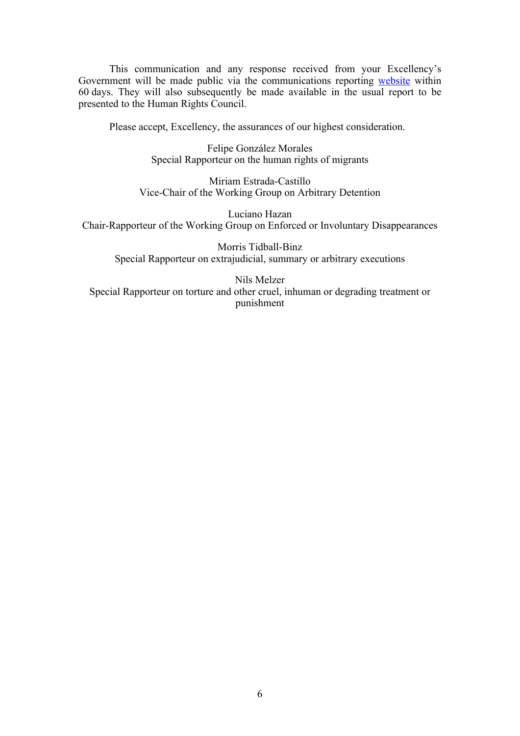This communication and any response received from your Excellency's Government will be made public via the communications reporting website within 60 days. They will also subsequently be made available in the usual report to be presented to the Human Rights Council.

Please accept, Excellency, the assurances of our highest consideration.

Felipe González Morales
Special Rapporteur on the human rights of migrants

Miriam Estrada-Castillo
Vice-Chair of the Working Group on Arbitrary Detention

Luciano Hazan
Chair-Rapporteur of the Working Group on Enforced or Involuntary Disappearances

Morris Tidball-Binz
Special Rapporteur on extrajudicial, summary or arbitrary executions

Nils Melzer
Special Rapporteur on torture and other cruel, inhuman or degrading treatment or punishment